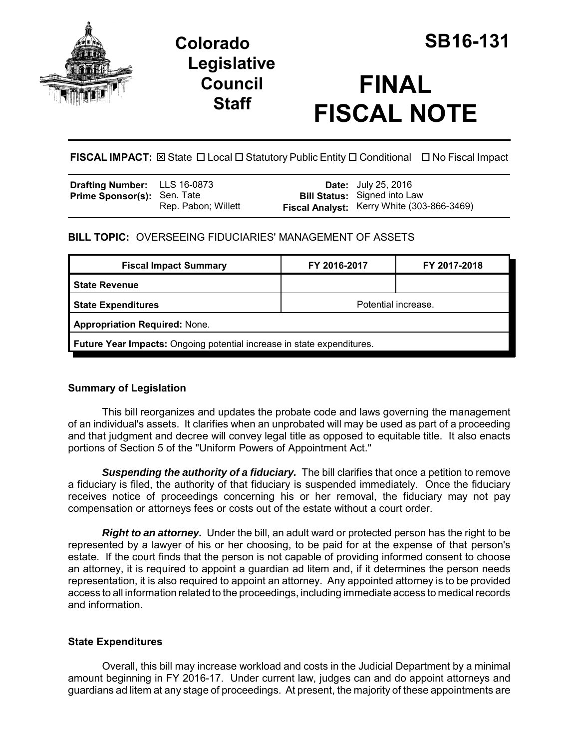# Colorado Legislative Council Staff

# SB16-131

# FINAL FISCAL NOTE

**FISCAL IMPACT:** ☒ State ☐ Local ☐ Statutory Public Entity ☐ Conditional ☐ No Fiscal Impact

| | | | |
|---|---|---|---|
| **Drafting Number:** | LLS 16-0873 | **Date:** | July 25, 2016 |
| **Prime Sponsor(s):** | Sen. Tate<br>Rep. Pabon; Willett | **Bill Status:** | Signed into Law |
| | | **Fiscal Analyst:** | Kerry White (303-866-3469) |

**BILL TOPIC:** OVERSEEING FIDUCIARIES' MANAGEMENT OF ASSETS

| Fiscal Impact Summary | FY 2016-2017 | FY 2017-2018 |
|---|---|---|
| **State Revenue** | | |
| **State Expenditures** | Potential increase. | |
| **Appropriation Required:** None. | | |
| **Future Year Impacts:** Ongoing potential increase in state expenditures. | | |

## Summary of Legislation

This bill reorganizes and updates the probate code and laws governing the management of an individual's assets. It clarifies when an unprobated will may be used as part of a proceeding and that judgment and decree will convey legal title as opposed to equitable title. It also enacts portions of Section 5 of the "Uniform Powers of Appointment Act."

***Suspending the authority of a fiduciary.*** The bill clarifies that once a petition to remove a fiduciary is filed, the authority of that fiduciary is suspended immediately. Once the fiduciary receives notice of proceedings concerning his or her removal, the fiduciary may not pay compensation or attorneys fees or costs out of the estate without a court order.

***Right to an attorney.*** Under the bill, an adult ward or protected person has the right to be represented by a lawyer of his or her choosing, to be paid for at the expense of that person's estate. If the court finds that the person is not capable of providing informed consent to choose an attorney, it is required to appoint a guardian ad litem and, if it determines the person needs representation, it is also required to appoint an attorney. Any appointed attorney is to be provided access to all information related to the proceedings, including immediate access to medical records and information.

## State Expenditures

Overall, this bill may increase workload and costs in the Judicial Department by a minimal amount beginning in FY 2016-17. Under current law, judges can and do appoint attorneys and guardians ad litem at any stage of proceedings. At present, the majority of these appointments are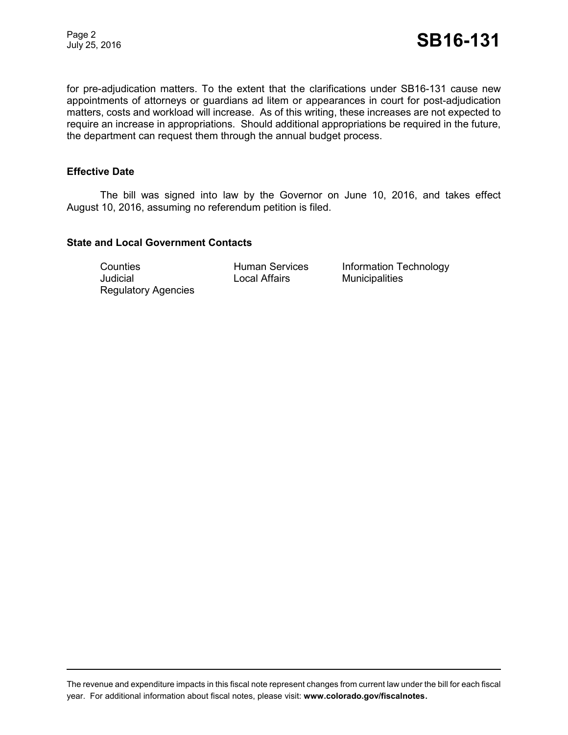for pre-adjudication matters. To the extent that the clarifications under SB16-131 cause new appointments of attorneys or guardians ad litem or appearances in court for post-adjudication matters, costs and workload will increase. As of this writing, these increases are not expected to require an increase in appropriations. Should additional appropriations be required in the future, the department can request them through the annual budget process.

### Effective Date

The bill was signed into law by the Governor on June 10, 2016, and takes effect August 10, 2016, assuming no referendum petition is filed.

### State and Local Government Contacts

| | | |
|---|---|---|
| Counties | Human Services | Information Technology |
| Judicial | Local Affairs | Municipalities |
| Regulatory Agencies | | |

The revenue and expenditure impacts in this fiscal note represent changes from current law under the bill for each fiscal year. For additional information about fiscal notes, please visit: **www.colorado.gov/fiscalnotes.**